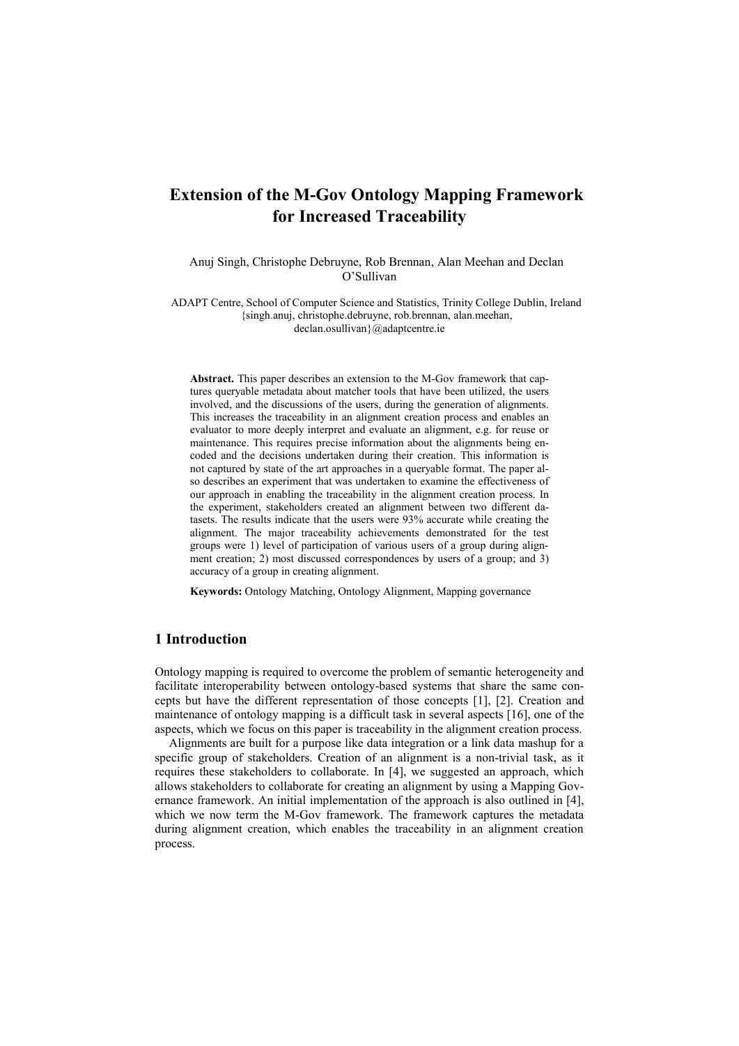# Extension of the M-Gov Ontology Mapping Framework for Increased Traceability

Anuj Singh, Christophe Debruyne, Rob Brennan, Alan Meehan and Declan O'Sullivan

ADAPT Centre, School of Computer Science and Statistics, Trinity College Dublin, Ireland
{singh.anuj, christophe.debruyne, rob.brennan, alan.meehan, declan.osullivan}@adaptcentre.ie

**Abstract.** This paper describes an extension to the M-Gov framework that captures queryable metadata about matcher tools that have been utilized, the users involved, and the discussions of the users, during the generation of alignments. This increases the traceability in an alignment creation process and enables an evaluator to more deeply interpret and evaluate an alignment, e.g. for reuse or maintenance. This requires precise information about the alignments being encoded and the decisions undertaken during their creation. This information is not captured by state of the art approaches in a queryable format. The paper also describes an experiment that was undertaken to examine the effectiveness of our approach in enabling the traceability in the alignment creation process. In the experiment, stakeholders created an alignment between two different datasets. The results indicate that the users were 93% accurate while creating the alignment. The major traceability achievements demonstrated for the test groups were 1) level of participation of various users of a group during alignment creation; 2) most discussed correspondences by users of a group; and 3) accuracy of a group in creating alignment.

**Keywords:** Ontology Matching, Ontology Alignment, Mapping governance

## 1 Introduction

Ontology mapping is required to overcome the problem of semantic heterogeneity and facilitate interoperability between ontology-based systems that share the same concepts but have the different representation of those concepts [1], [2]. Creation and maintenance of ontology mapping is a difficult task in several aspects [16], one of the aspects, which we focus on this paper is traceability in the alignment creation process.

Alignments are built for a purpose like data integration or a link data mashup for a specific group of stakeholders. Creation of an alignment is a non-trivial task, as it requires these stakeholders to collaborate. In [4], we suggested an approach, which allows stakeholders to collaborate for creating an alignment by using a Mapping Governance framework. An initial implementation of the approach is also outlined in [4], which we now term the M-Gov framework. The framework captures the metadata during alignment creation, which enables the traceability in an alignment creation process.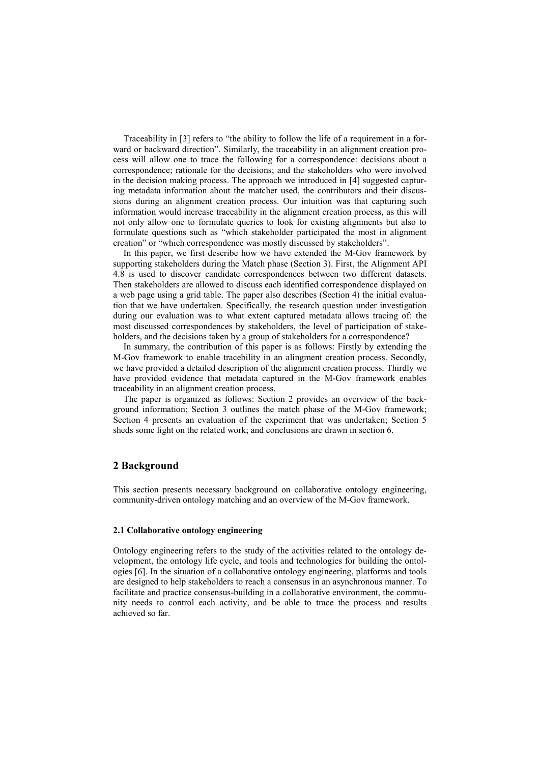Traceability in [3] refers to "the ability to follow the life of a requirement in a forward or backward direction". Similarly, the traceability in an alignment creation process will allow one to trace the following for a correspondence: decisions about a correspondence; rationale for the decisions; and the stakeholders who were involved in the decision making process. The approach we introduced in [4] suggested capturing metadata information about the matcher used, the contributors and their discussions during an alignment creation process. Our intuition was that capturing such information would increase traceability in the alignment creation process, as this will not only allow one to formulate queries to look for existing alignments but also to formulate questions such as "which stakeholder participated the most in alignment creation" or "which correspondence was mostly discussed by stakeholders".

In this paper, we first describe how we have extended the M-Gov framework by supporting stakeholders during the Match phase (Section 3). First, the Alignment API 4.8 is used to discover candidate correspondences between two different datasets. Then stakeholders are allowed to discuss each identified correspondence displayed on a web page using a grid table. The paper also describes (Section 4) the initial evaluation that we have undertaken. Specifically, the research question under investigation during our evaluation was to what extent captured metadata allows tracing of: the most discussed correspondences by stakeholders, the level of participation of stakeholders, and the decisions taken by a group of stakeholders for a correspondence?

In summary, the contribution of this paper is as follows: Firstly by extending the M-Gov framework to enable tracebility in an alingment creation process. Secondly, we have provided a detailed description of the alignment creation process. Thirdly we have provided evidence that metadata captured in the M-Gov framework enables traceability in an alignment creation process.

The paper is organized as follows: Section 2 provides an overview of the background information; Section 3 outlines the match phase of the M-Gov framework; Section 4 presents an evaluation of the experiment that was undertaken; Section 5 sheds some light on the related work; and conclusions are drawn in section 6.

## 2 Background

This section presents necessary background on collaborative ontology engineering, community-driven ontology matching and an overview of the M-Gov framework.

### 2.1 Collaborative ontology engineering

Ontology engineering refers to the study of the activities related to the ontology development, the ontology life cycle, and tools and technologies for building the ontologies [6]. In the situation of a collaborative ontology engineering, platforms and tools are designed to help stakeholders to reach a consensus in an asynchronous manner. To facilitate and practice consensus-building in a collaborative environment, the community needs to control each activity, and be able to trace the process and results achieved so far.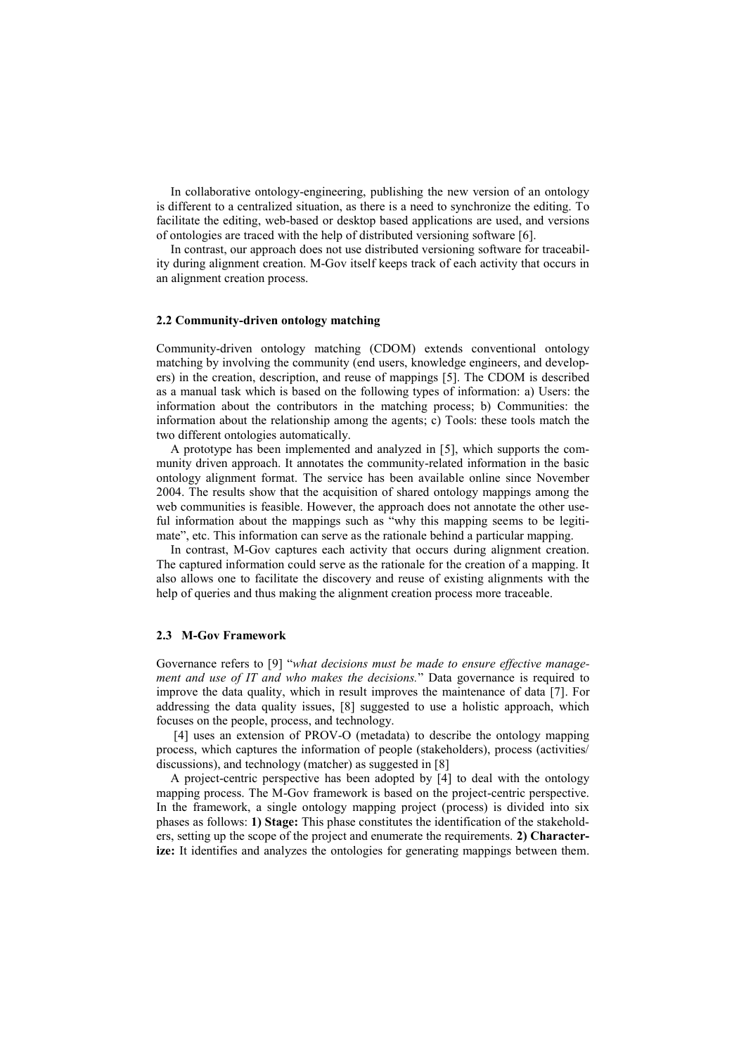In collaborative ontology-engineering, publishing the new version of an ontology is different to a centralized situation, as there is a need to synchronize the editing. To facilitate the editing, web-based or desktop based applications are used, and versions of ontologies are traced with the help of distributed versioning software [6].

In contrast, our approach does not use distributed versioning software for traceability during alignment creation. M-Gov itself keeps track of each activity that occurs in an alignment creation process.

### 2.2 Community-driven ontology matching

Community-driven ontology matching (CDOM) extends conventional ontology matching by involving the community (end users, knowledge engineers, and developers) in the creation, description, and reuse of mappings [5]. The CDOM is described as a manual task which is based on the following types of information: a) Users: the information about the contributors in the matching process; b) Communities: the information about the relationship among the agents; c) Tools: these tools match the two different ontologies automatically.

A prototype has been implemented and analyzed in [5], which supports the community driven approach. It annotates the community-related information in the basic ontology alignment format. The service has been available online since November 2004. The results show that the acquisition of shared ontology mappings among the web communities is feasible. However, the approach does not annotate the other useful information about the mappings such as "why this mapping seems to be legitimate", etc. This information can serve as the rationale behind a particular mapping.

In contrast, M-Gov captures each activity that occurs during alignment creation. The captured information could serve as the rationale for the creation of a mapping. It also allows one to facilitate the discovery and reuse of existing alignments with the help of queries and thus making the alignment creation process more traceable.

### 2.3 M-Gov Framework

Governance refers to [9] "*what decisions must be made to ensure effective management and use of IT and who makes the decisions.*" Data governance is required to improve the data quality, which in result improves the maintenance of data [7]. For addressing the data quality issues, [8] suggested to use a holistic approach, which focuses on the people, process, and technology.

[4] uses an extension of PROV-O (metadata) to describe the ontology mapping process, which captures the information of people (stakeholders), process (activities/ discussions), and technology (matcher) as suggested in [8]

A project-centric perspective has been adopted by [4] to deal with the ontology mapping process. The M-Gov framework is based on the project-centric perspective. In the framework, a single ontology mapping project (process) is divided into six phases as follows: **1) Stage:** This phase constitutes the identification of the stakeholders, setting up the scope of the project and enumerate the requirements. **2) Characterize:** It identifies and analyzes the ontologies for generating mappings between them.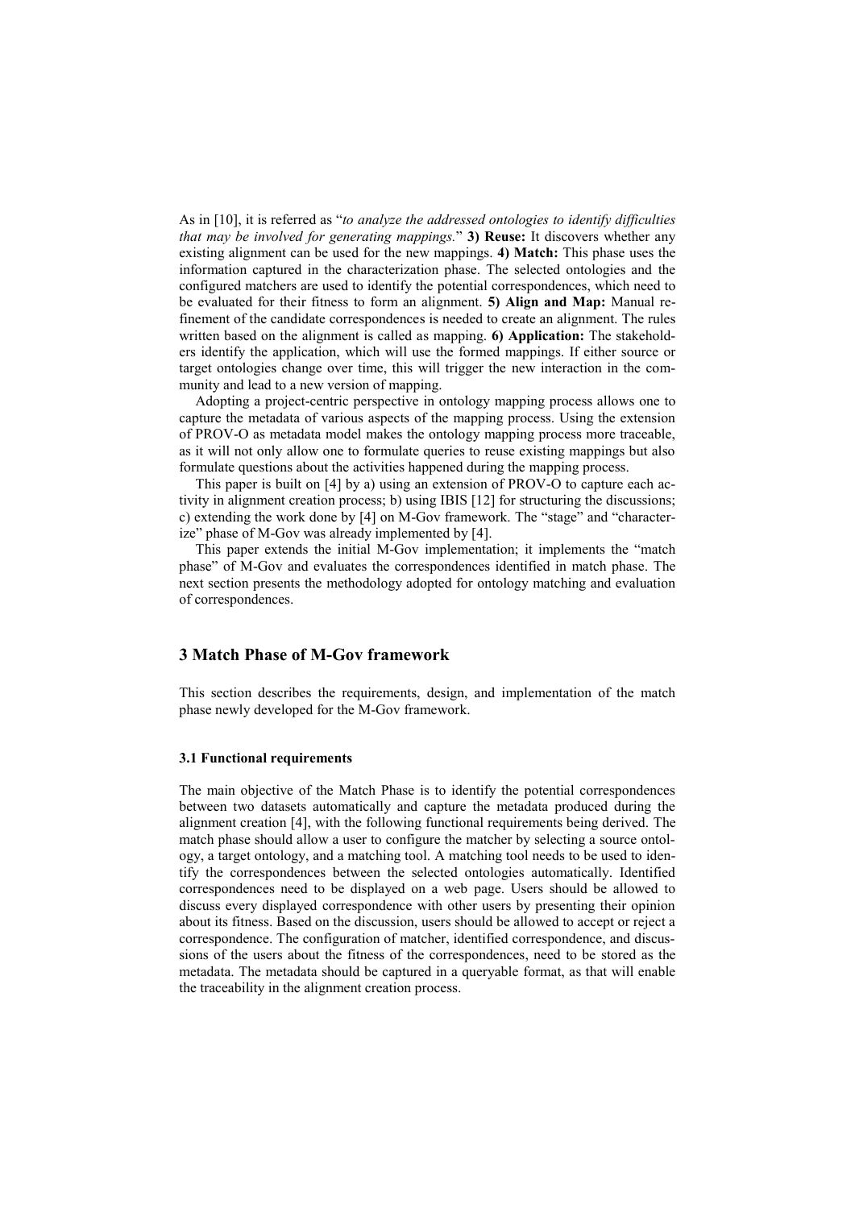As in [10], it is referred as "*to analyze the addressed ontologies to identify difficulties that may be involved for generating mappings.*" **3) Reuse:** It discovers whether any existing alignment can be used for the new mappings. **4) Match:** This phase uses the information captured in the characterization phase. The selected ontologies and the configured matchers are used to identify the potential correspondences, which need to be evaluated for their fitness to form an alignment. **5) Align and Map:** Manual refinement of the candidate correspondences is needed to create an alignment. The rules written based on the alignment is called as mapping. **6) Application:** The stakeholders identify the application, which will use the formed mappings. If either source or target ontologies change over time, this will trigger the new interaction in the community and lead to a new version of mapping.

Adopting a project-centric perspective in ontology mapping process allows one to capture the metadata of various aspects of the mapping process. Using the extension of PROV-O as metadata model makes the ontology mapping process more traceable, as it will not only allow one to formulate queries to reuse existing mappings but also formulate questions about the activities happened during the mapping process.

This paper is built on [4] by a) using an extension of PROV-O to capture each activity in alignment creation process; b) using IBIS [12] for structuring the discussions; c) extending the work done by [4] on M-Gov framework. The "stage" and "characterize" phase of M-Gov was already implemented by [4].

This paper extends the initial M-Gov implementation; it implements the "match phase" of M-Gov and evaluates the correspondences identified in match phase. The next section presents the methodology adopted for ontology matching and evaluation of correspondences.

## 3 Match Phase of M-Gov framework

This section describes the requirements, design, and implementation of the match phase newly developed for the M-Gov framework.

### 3.1 Functional requirements

The main objective of the Match Phase is to identify the potential correspondences between two datasets automatically and capture the metadata produced during the alignment creation [4], with the following functional requirements being derived. The match phase should allow a user to configure the matcher by selecting a source ontology, a target ontology, and a matching tool. A matching tool needs to be used to identify the correspondences between the selected ontologies automatically. Identified correspondences need to be displayed on a web page. Users should be allowed to discuss every displayed correspondence with other users by presenting their opinion about its fitness. Based on the discussion, users should be allowed to accept or reject a correspondence. The configuration of matcher, identified correspondence, and discussions of the users about the fitness of the correspondences, need to be stored as the metadata. The metadata should be captured in a queryable format, as that will enable the traceability in the alignment creation process.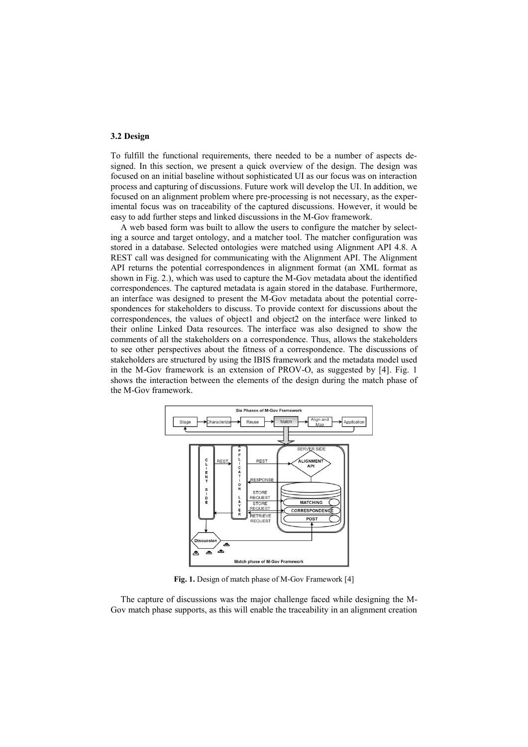### 3.2 Design

To fulfill the functional requirements, there needed to be a number of aspects designed. In this section, we present a quick overview of the design. The design was focused on an initial baseline without sophisticated UI as our focus was on interaction process and capturing of discussions. Future work will develop the UI. In addition, we focused on an alignment problem where pre-processing is not necessary, as the experimental focus was on traceability of the captured discussions. However, it would be easy to add further steps and linked discussions in the M-Gov framework.

A web based form was built to allow the users to configure the matcher by selecting a source and target ontology, and a matcher tool. The matcher configuration was stored in a database. Selected ontologies were matched using Alignment API 4.8. A REST call was designed for communicating with the Alignment API. The Alignment API returns the potential correspondences in alignment format (an XML format as shown in Fig. 2.), which was used to capture the M-Gov metadata about the identified correspondences. The captured metadata is again stored in the database. Furthermore, an interface was designed to present the M-Gov metadata about the potential correspondences for stakeholders to discuss. To provide context for discussions about the correspondences, the values of object1 and object2 on the interface were linked to their online Linked Data resources. The interface was also designed to show the comments of all the stakeholders on a correspondence. Thus, allows the stakeholders to see other perspectives about the fitness of a correspondence. The discussions of stakeholders are structured by using the IBIS framework and the metadata model used in the M-Gov framework is an extension of PROV-O, as suggested by [4]. Fig. 1 shows the interaction between the elements of the design during the match phase of the M-Gov framework.

Six Phases of M-Gov Framework

Stage
Characterize
Reuse
Match
Align and Map
Appilcation

CLIENT SIDE
APPLICATION LAYER
SERVER SIDE
REST
REST
ALIGNMENT API
RESPONSE
STORE REQUEST
STORE REQUEST
RETRIEVE REQUEST
MATCHING
CORRESPONDENCE
POST
Discussion

Match phase of M-Gov Framework

**Fig. 1.** Design of match phase of M-Gov Framework [4]

The capture of discussions was the major challenge faced while designing the M-Gov match phase supports, as this will enable the traceability in an alignment creation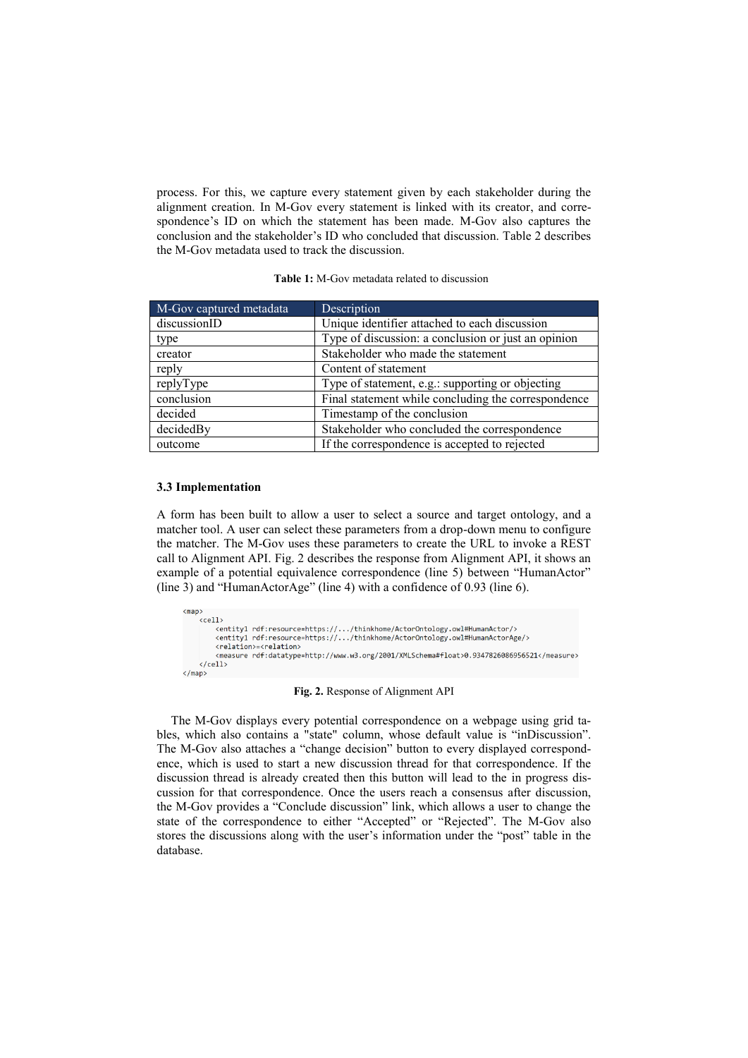process. For this, we capture every statement given by each stakeholder during the alignment creation. In M-Gov every statement is linked with its creator, and correspondence's ID on which the statement has been made. M-Gov also captures the conclusion and the stakeholder's ID who concluded that discussion. Table 2 describes the M-Gov metadata used to track the discussion.

**Table 1:** M-Gov metadata related to discussion

| M-Gov captured metadata | Description |
|---|---|
| discussionID | Unique identifier attached to each discussion |
| type | Type of discussion: a conclusion or just an opinion |
| creator | Stakeholder who made the statement |
| reply | Content of statement |
| replyType | Type of statement, e.g.: supporting or objecting |
| conclusion | Final statement while concluding the correspondence |
| decided | Timestamp of the conclusion |
| decidedBy | Stakeholder who concluded the correspondence |
| outcome | If the correspondence is accepted to rejected |

### 3.3 Implementation

A form has been built to allow a user to select a source and target ontology, and a matcher tool. A user can select these parameters from a drop-down menu to configure the matcher. The M-Gov uses these parameters to create the URL to invoke a REST call to Alignment API. Fig. 2 describes the response from Alignment API, it shows an example of a potential equivalence correspondence (line 5) between "HumanActor" (line 3) and "HumanActorAge" (line 4) with a confidence of 0.93 (line 6).

```
<map>
    <cell>
        <entity1 rdf:resource=https://.../thinkhome/ActorOntology.owl#HumanActor/>
        <entity1 rdf:resource=https://.../thinkhome/ActorOntology.owl#HumanActorAge/>
        <relation>=<relation>
        <measure rdf:datatype=http://www.w3.org/2001/XMLSchema#float>0.9347826086956521</measure>
    </cell>
</map>
```

**Fig. 2.** Response of Alignment API

The M-Gov displays every potential correspondence on a webpage using grid tables, which also contains a "state" column, whose default value is "inDiscussion". The M-Gov also attaches a "change decision" button to every displayed correspondence, which is used to start a new discussion thread for that correspondence. If the discussion thread is already created then this button will lead to the in progress discussion for that correspondence. Once the users reach a consensus after discussion, the M-Gov provides a "Conclude discussion" link, which allows a user to change the state of the correspondence to either "Accepted" or "Rejected". The M-Gov also stores the discussions along with the user's information under the "post" table in the database.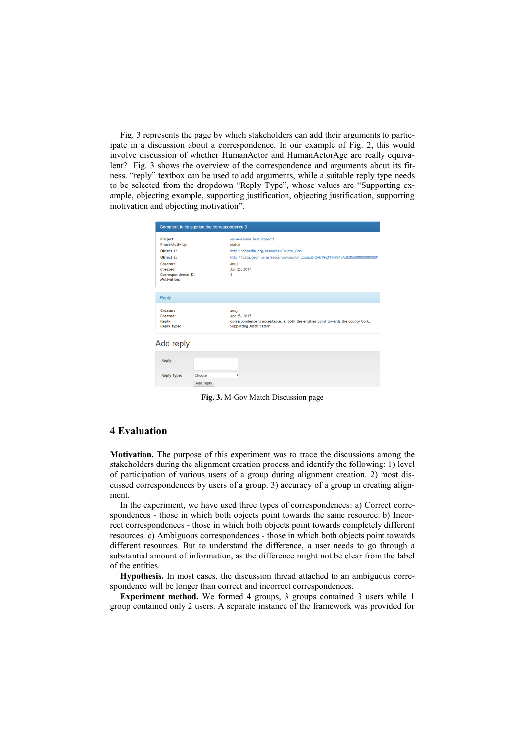Fig. 3 represents the page by which stakeholders can add their arguments to participate in a discussion about a correspondence. In our example of Fig. 2, this would involve discussion of whether HumanActor and HumanActorAge are really equivalent? Fig. 3 shows the overview of the correspondence and arguments about its fitness. "reply" textbox can be used to add arguments, while a suitable reply type needs to be selected from the dropdown "Reply Type", whose values are "Supporting example, objecting example, supporting justification, objecting justification, supporting motivation and objecting motivation".

**Fig. 3.** M-Gov Match Discussion page

## 4 Evaluation

**Motivation.** The purpose of this experiment was to trace the discussions among the stakeholders during the alignment creation process and identify the following: 1) level of participation of various users of a group during alignment creation. 2) most discussed correspondences by users of a group. 3) accuracy of a group in creating alignment.

In the experiment, we have used three types of correspondences: a) Correct correspondences - those in which both objects point towards the same resource. b) Incorrect correspondences - those in which both objects point towards completely different resources. c) Ambiguous correspondences - those in which both objects point towards different resources. But to understand the difference, a user needs to go through a substantial amount of information, as the difference might not be clear from the label of the entities.

**Hypothesis.** In most cases, the discussion thread attached to an ambiguous correspondence will be longer than correct and incorrect correspondences.

**Experiment method.** We formed 4 groups, 3 groups contained 3 users while 1 group contained only 2 users. A separate instance of the framework was provided for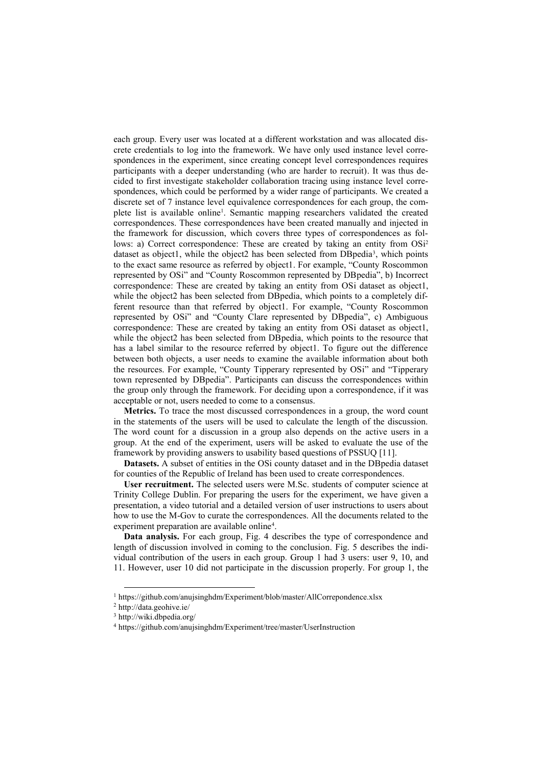each group. Every user was located at a different workstation and was allocated discrete credentials to log into the framework. We have only used instance level correspondences in the experiment, since creating concept level correspondences requires participants with a deeper understanding (who are harder to recruit). It was thus decided to first investigate stakeholder collaboration tracing using instance level correspondences, which could be performed by a wider range of participants. We created a discrete set of 7 instance level equivalence correspondences for each group, the complete list is available online[1]. Semantic mapping researchers validated the created correspondences. These correspondences have been created manually and injected in the framework for discussion, which covers three types of correspondences as follows: a) Correct correspondence: These are created by taking an entity from OSi[2] dataset as object1, while the object2 has been selected from DBpedia[3], which points to the exact same resource as referred by object1. For example, "County Roscommon represented by OSi" and "County Roscommon represented by DBpedia", b) Incorrect correspondence: These are created by taking an entity from OSi dataset as object1, while the object2 has been selected from DBpedia, which points to a completely different resource than that referred by object1. For example, "County Roscommon represented by OSi" and "County Clare represented by DBpedia", c) Ambiguous correspondence: These are created by taking an entity from OSi dataset as object1, while the object2 has been selected from DBpedia, which points to the resource that has a label similar to the resource referred by object1. To figure out the difference between both objects, a user needs to examine the available information about both the resources. For example, "County Tipperary represented by OSi" and "Tipperary town represented by DBpedia". Participants can discuss the correspondences within the group only through the framework. For deciding upon a correspondence, if it was acceptable or not, users needed to come to a consensus.

**Metrics.** To trace the most discussed correspondences in a group, the word count in the statements of the users will be used to calculate the length of the discussion. The word count for a discussion in a group also depends on the active users in a group. At the end of the experiment, users will be asked to evaluate the use of the framework by providing answers to usability based questions of PSSUQ [11].

**Datasets.** A subset of entities in the OSi county dataset and in the DBpedia dataset for counties of the Republic of Ireland has been used to create correspondences.

**User recruitment.** The selected users were M.Sc. students of computer science at Trinity College Dublin. For preparing the users for the experiment, we have given a presentation, a video tutorial and a detailed version of user instructions to users about how to use the M-Gov to curate the correspondences. All the documents related to the experiment preparation are available online[4].

**Data analysis.** For each group, Fig. 4 describes the type of correspondence and length of discussion involved in coming to the conclusion. Fig. 5 describes the individual contribution of the users in each group. Group 1 had 3 users: user 9, 10, and 11. However, user 10 did not participate in the discussion properly. For group 1, the

[1] https://github.com/anujsinghdm/Experiment/blob/master/AllCorrepondence.xlsx

[2] http://data.geohive.ie/

[3] http://wiki.dbpedia.org/

[4] https://github.com/anujsinghdm/Experiment/tree/master/UserInstruction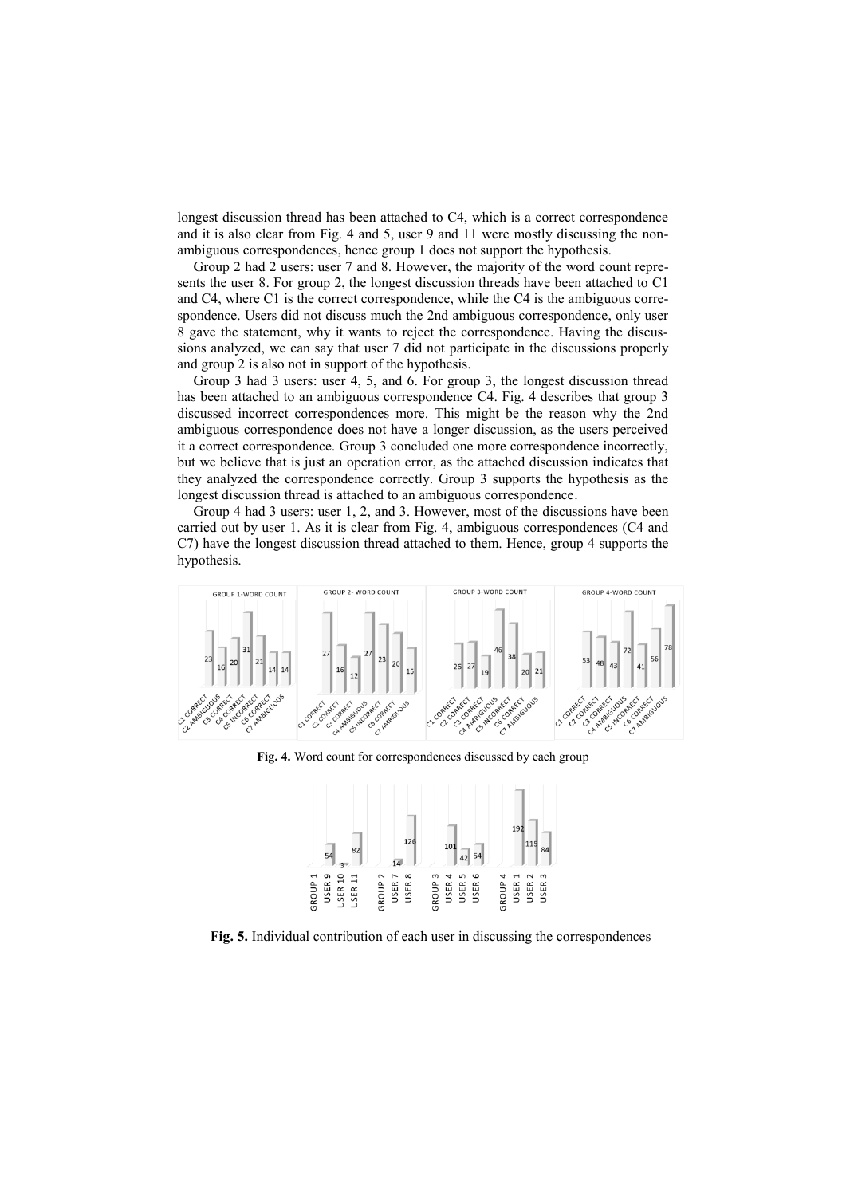longest discussion thread has been attached to C4, which is a correct correspondence and it is also clear from Fig. 4 and 5, user 9 and 11 were mostly discussing the non-ambiguous correspondences, hence group 1 does not support the hypothesis.

Group 2 had 2 users: user 7 and 8. However, the majority of the word count represents the user 8. For group 2, the longest discussion threads have been attached to C1 and C4, where C1 is the correct correspondence, while the C4 is the ambiguous correspondence. Users did not discuss much the 2nd ambiguous correspondence, only user 8 gave the statement, why it wants to reject the correspondence. Having the discussions analyzed, we can say that user 7 did not participate in the discussions properly and group 2 is also not in support of the hypothesis.

Group 3 had 3 users: user 4, 5, and 6. For group 3, the longest discussion thread has been attached to an ambiguous correspondence C4. Fig. 4 describes that group 3 discussed incorrect correspondences more. This might be the reason why the 2nd ambiguous correspondence does not have a longer discussion, as the users perceived it a correct correspondence. Group 3 concluded one more correspondence incorrectly, but we believe that is just an operation error, as the attached discussion indicates that they analyzed the correspondence correctly. Group 3 supports the hypothesis as the longest discussion thread is attached to an ambiguous correspondence.

Group 4 had 3 users: user 1, 2, and 3. However, most of the discussions have been carried out by user 1. As it is clear from Fig. 4, ambiguous correspondences (C4 and C7) have the longest discussion thread attached to them. Hence, group 4 supports the hypothesis.

**Fig. 4.** Word count for correspondences discussed by each group

**Fig. 5.** Individual contribution of each user in discussing the correspondences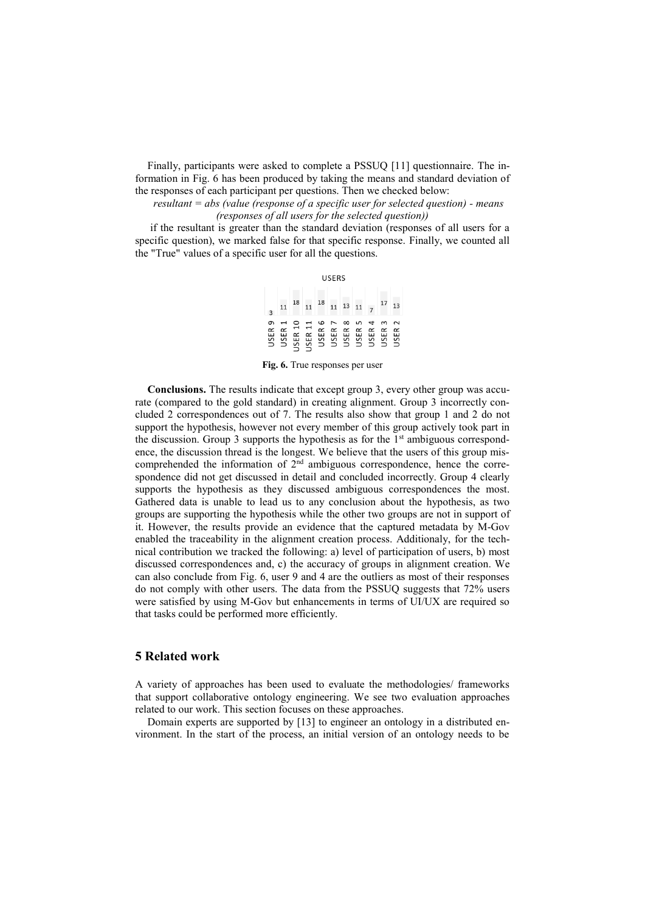Finally, participants were asked to complete a PSSUQ [11] questionnaire. The information in Fig. 6 has been produced by taking the means and standard deviation of the responses of each participant per questions. Then we checked below:

*resultant = abs (value (response of a specific user for selected question) - means (responses of all users for the selected question))*

if the resultant is greater than the standard deviation (responses of all users for a specific question), we marked false for that specific response. Finally, we counted all the "True" values of a specific user for all the questions.

USERS

3
11
18
11
18
11
13
11
7
17
13

USER 9
USER 1
USER 10
USER 11
USER 6
USER 7
USER 8
USER 5
USER 4
USER 3
USER 2

**Fig. 6.** True responses per user

**Conclusions.** The results indicate that except group 3, every other group was accurate (compared to the gold standard) in creating alignment. Group 3 incorrectly concluded 2 correspondences out of 7. The results also show that group 1 and 2 do not support the hypothesis, however not every member of this group actively took part in the discussion. Group 3 supports the hypothesis as for the 1st ambiguous correspondence, the discussion thread is the longest. We believe that the users of this group miscomprehended the information of 2nd ambiguous correspondence, hence the correspondence did not get discussed in detail and concluded incorrectly. Group 4 clearly supports the hypothesis as they discussed ambiguous correspondences the most. Gathered data is unable to lead us to any conclusion about the hypothesis, as two groups are supporting the hypothesis while the other two groups are not in support of it. However, the results provide an evidence that the captured metadata by M-Gov enabled the traceability in the alignment creation process. Additionaly, for the technical contribution we tracked the following: a) level of participation of users, b) most discussed correspondences and, c) the accuracy of groups in alignment creation. We can also conclude from Fig. 6, user 9 and 4 are the outliers as most of their responses do not comply with other users. The data from the PSSUQ suggests that 72% users were satisfied by using M-Gov but enhancements in terms of UI/UX are required so that tasks could be performed more efficiently.

## 5 Related work

A variety of approaches has been used to evaluate the methodologies/ frameworks that support collaborative ontology engineering. We see two evaluation approaches related to our work. This section focuses on these approaches.

Domain experts are supported by [13] to engineer an ontology in a distributed environment. In the start of the process, an initial version of an ontology needs to be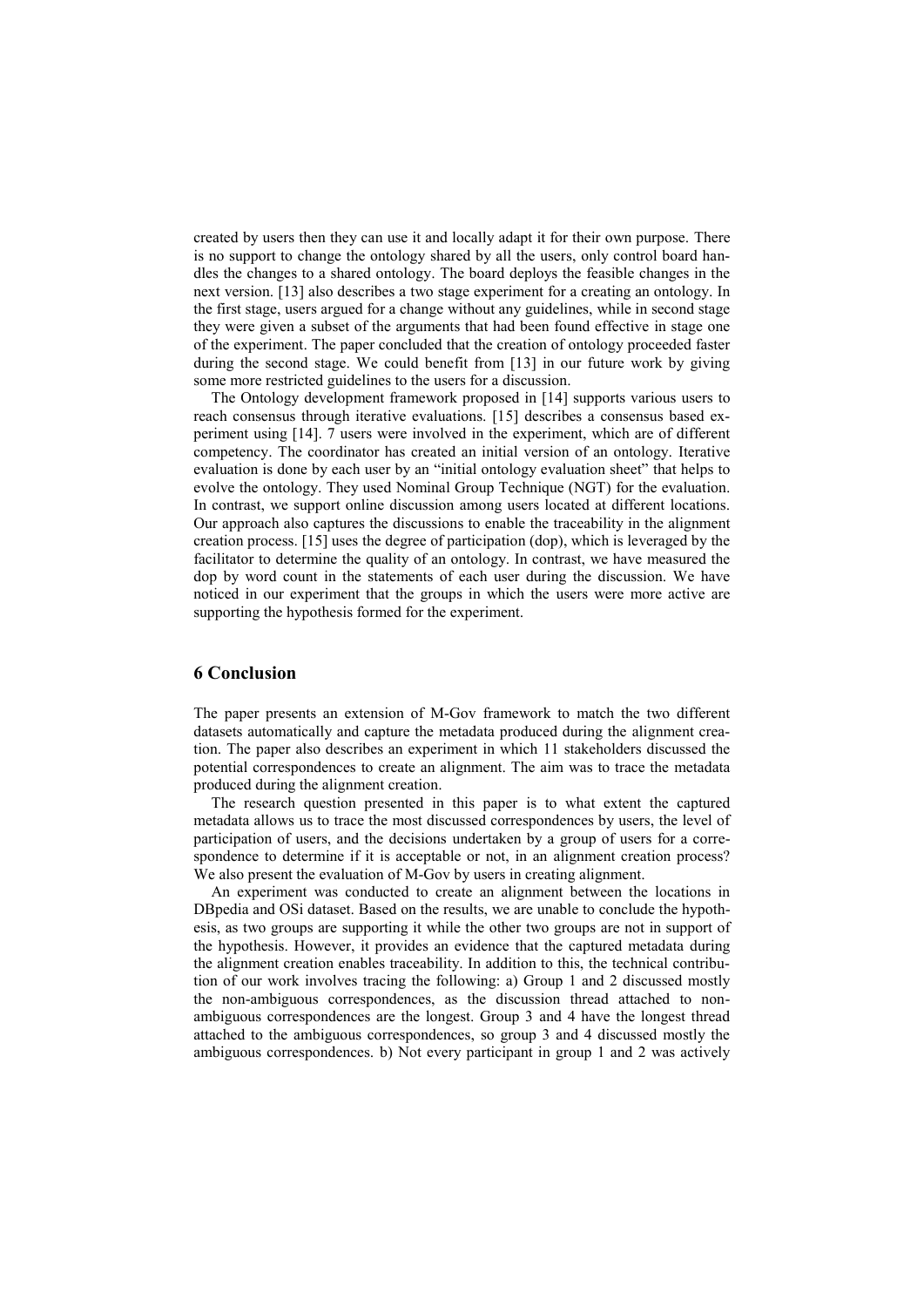created by users then they can use it and locally adapt it for their own purpose. There is no support to change the ontology shared by all the users, only control board handles the changes to a shared ontology. The board deploys the feasible changes in the next version. [13] also describes a two stage experiment for a creating an ontology. In the first stage, users argued for a change without any guidelines, while in second stage they were given a subset of the arguments that had been found effective in stage one of the experiment. The paper concluded that the creation of ontology proceeded faster during the second stage. We could benefit from [13] in our future work by giving some more restricted guidelines to the users for a discussion.

The Ontology development framework proposed in [14] supports various users to reach consensus through iterative evaluations. [15] describes a consensus based experiment using [14]. 7 users were involved in the experiment, which are of different competency. The coordinator has created an initial version of an ontology. Iterative evaluation is done by each user by an "initial ontology evaluation sheet" that helps to evolve the ontology. They used Nominal Group Technique (NGT) for the evaluation. In contrast, we support online discussion among users located at different locations. Our approach also captures the discussions to enable the traceability in the alignment creation process. [15] uses the degree of participation (dop), which is leveraged by the facilitator to determine the quality of an ontology. In contrast, we have measured the dop by word count in the statements of each user during the discussion. We have noticed in our experiment that the groups in which the users were more active are supporting the hypothesis formed for the experiment.

## 6 Conclusion

The paper presents an extension of M-Gov framework to match the two different datasets automatically and capture the metadata produced during the alignment creation. The paper also describes an experiment in which 11 stakeholders discussed the potential correspondences to create an alignment. The aim was to trace the metadata produced during the alignment creation.

The research question presented in this paper is to what extent the captured metadata allows us to trace the most discussed correspondences by users, the level of participation of users, and the decisions undertaken by a group of users for a correspondence to determine if it is acceptable or not, in an alignment creation process? We also present the evaluation of M-Gov by users in creating alignment.

An experiment was conducted to create an alignment between the locations in DBpedia and OSi dataset. Based on the results, we are unable to conclude the hypothesis, as two groups are supporting it while the other two groups are not in support of the hypothesis. However, it provides an evidence that the captured metadata during the alignment creation enables traceability. In addition to this, the technical contribution of our work involves tracing the following: a) Group 1 and 2 discussed mostly the non-ambiguous correspondences, as the discussion thread attached to non-ambiguous correspondences are the longest. Group 3 and 4 have the longest thread attached to the ambiguous correspondences, so group 3 and 4 discussed mostly the ambiguous correspondences. b) Not every participant in group 1 and 2 was actively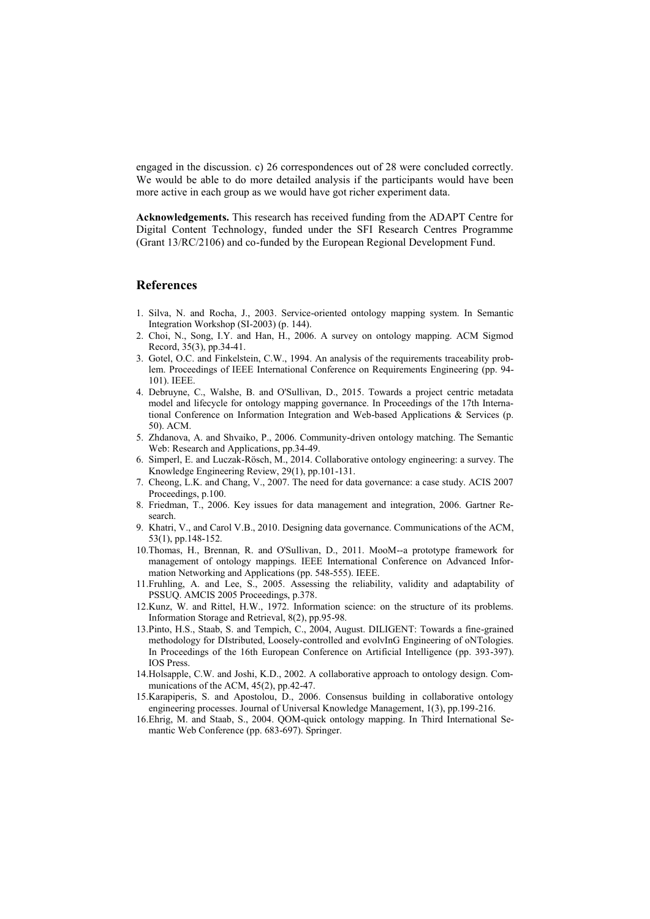engaged in the discussion. c) 26 correspondences out of 28 were concluded correctly. We would be able to do more detailed analysis if the participants would have been more active in each group as we would have got richer experiment data.

**Acknowledgements.** This research has received funding from the ADAPT Centre for Digital Content Technology, funded under the SFI Research Centres Programme (Grant 13/RC/2106) and co-funded by the European Regional Development Fund.

## References

1. Silva, N. and Rocha, J., 2003. Service-oriented ontology mapping system. In Semantic Integration Workshop (SI-2003) (p. 144).
2. Choi, N., Song, I.Y. and Han, H., 2006. A survey on ontology mapping. ACM Sigmod Record, 35(3), pp.34-41.
3. Gotel, O.C. and Finkelstein, C.W., 1994. An analysis of the requirements traceability problem. Proceedings of IEEE International Conference on Requirements Engineering (pp. 94-101). IEEE.
4. Debruyne, C., Walshe, B. and O'Sullivan, D., 2015. Towards a project centric metadata model and lifecycle for ontology mapping governance. In Proceedings of the 17th International Conference on Information Integration and Web-based Applications & Services (p. 50). ACM.
5. Zhdanova, A. and Shvaiko, P., 2006. Community-driven ontology matching. The Semantic Web: Research and Applications, pp.34-49.
6. Simperl, E. and Luczak-Rösch, M., 2014. Collaborative ontology engineering: a survey. The Knowledge Engineering Review, 29(1), pp.101-131.
7. Cheong, L.K. and Chang, V., 2007. The need for data governance: a case study. ACIS 2007 Proceedings, p.100.
8. Friedman, T., 2006. Key issues for data management and integration, 2006. Gartner Research.
9. Khatri, V., and Carol V.B., 2010. Designing data governance. Communications of the ACM, 53(1), pp.148-152.
10. Thomas, H., Brennan, R. and O'Sullivan, D., 2011. MooM--a prototype framework for management of ontology mappings. IEEE International Conference on Advanced Information Networking and Applications (pp. 548-555). IEEE.
11. Fruhling, A. and Lee, S., 2005. Assessing the reliability, validity and adaptability of PSSUQ. AMCIS 2005 Proceedings, p.378.
12. Kunz, W. and Rittel, H.W., 1972. Information science: on the structure of its problems. Information Storage and Retrieval, 8(2), pp.95-98.
13. Pinto, H.S., Staab, S. and Tempich, C., 2004, August. DILIGENT: Towards a fine-grained methodology for DIstributed, Loosely-controlled and evolvInG Engineering of oNTologies. In Proceedings of the 16th European Conference on Artificial Intelligence (pp. 393-397). IOS Press.
14. Holsapple, C.W. and Joshi, K.D., 2002. A collaborative approach to ontology design. Communications of the ACM, 45(2), pp.42-47.
15. Karapiperis, S. and Apostolou, D., 2006. Consensus building in collaborative ontology engineering processes. Journal of Universal Knowledge Management, 1(3), pp.199-216.
16. Ehrig, M. and Staab, S., 2004. QOM-quick ontology mapping. In Third International Semantic Web Conference (pp. 683-697). Springer.